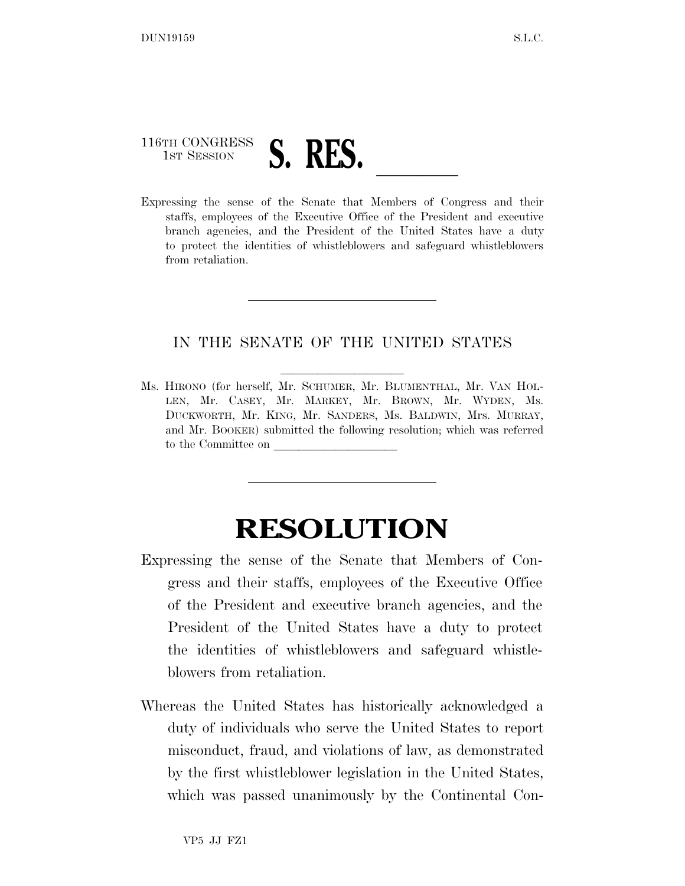116TH CONGRESS
1ST SESSION

# S. RES. \_\_\_\_\_\_

Expressing the sense of the Senate that Members of Congress and their staffs, employees of the Executive Office of the President and executive branch agencies, and the President of the United States have a duty to protect the identities of whistleblowers and safeguard whistleblowers from retaliation.

---

IN THE SENATE OF THE UNITED STATES

Ms. HIRONO (for herself, Mr. SCHUMER, Mr. BLUMENTHAL, Mr. VAN HOLLEN, Mr. CASEY, Mr. MARKEY, Mr. BROWN, Mr. WYDEN, Ms. DUCKWORTH, Mr. KING, Mr. SANDERS, Ms. BALDWIN, Mrs. MURRAY, and Mr. BOOKER) submitted the following resolution; which was referred to the Committee on \_\_\_\_\_\_\_\_\_\_\_\_\_\_\_\_

---

# RESOLUTION

Expressing the sense of the Senate that Members of Congress and their staffs, employees of the Executive Office of the President and executive branch agencies, and the President of the United States have a duty to protect the identities of whistleblowers and safeguard whistleblowers from retaliation.

Whereas the United States has historically acknowledged a duty of individuals who serve the United States to report misconduct, fraud, and violations of law, as demonstrated by the first whistleblower legislation in the United States, which was passed unanimously by the Continental Con-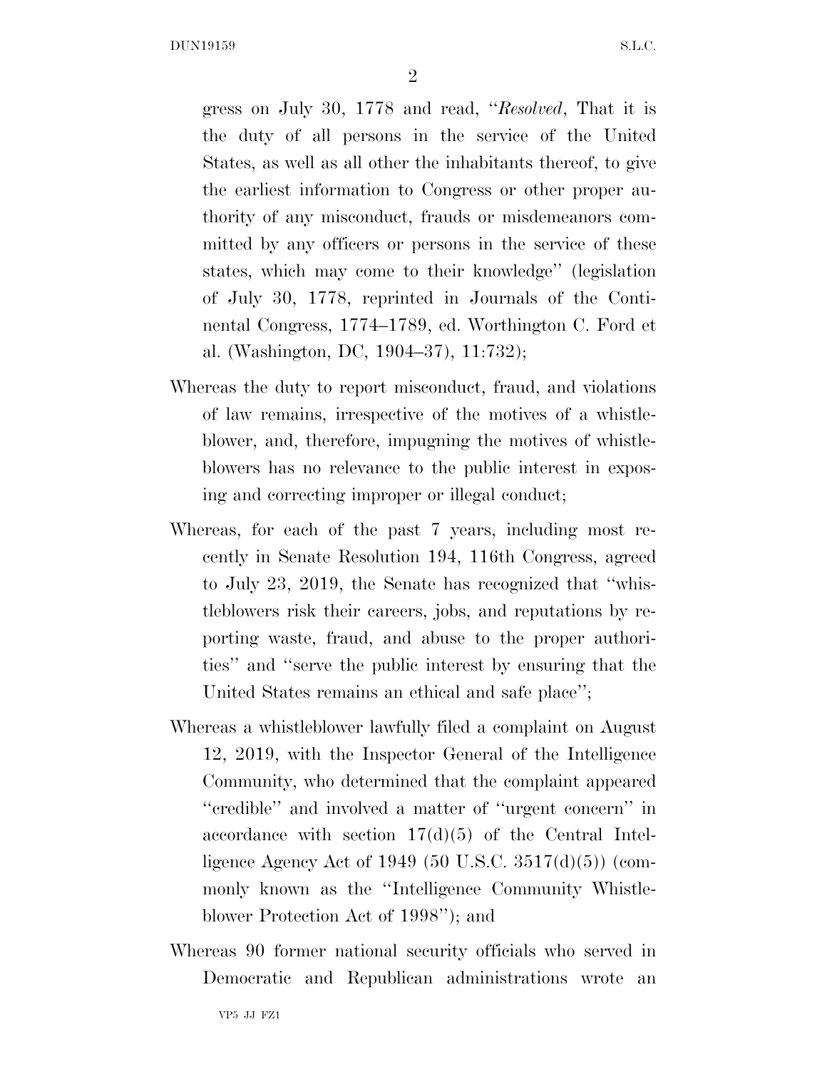gress on July 30, 1778 and read, ''*Resolved*, That it is the duty of all persons in the service of the United States, as well as all other the inhabitants thereof, to give the earliest information to Congress or other proper authority of any misconduct, frauds or misdemeanors committed by any officers or persons in the service of these states, which may come to their knowledge'' (legislation of July 30, 1778, reprinted in Journals of the Continental Congress, 1774–1789, ed. Worthington C. Ford et al. (Washington, DC, 1904–37), 11:732);

Whereas the duty to report misconduct, fraud, and violations of law remains, irrespective of the motives of a whistleblower, and, therefore, impugning the motives of whistleblowers has no relevance to the public interest in exposing and correcting improper or illegal conduct;

Whereas, for each of the past 7 years, including most recently in Senate Resolution 194, 116th Congress, agreed to July 23, 2019, the Senate has recognized that ''whistleblowers risk their careers, jobs, and reputations by reporting waste, fraud, and abuse to the proper authorities'' and ''serve the public interest by ensuring that the United States remains an ethical and safe place'';

Whereas a whistleblower lawfully filed a complaint on August 12, 2019, with the Inspector General of the Intelligence Community, who determined that the complaint appeared ''credible'' and involved a matter of ''urgent concern'' in accordance with section 17(d)(5) of the Central Intelligence Agency Act of 1949 (50 U.S.C. 3517(d)(5)) (commonly known as the ''Intelligence Community Whistleblower Protection Act of 1998''); and

Whereas 90 former national security officials who served in Democratic and Republican administrations wrote an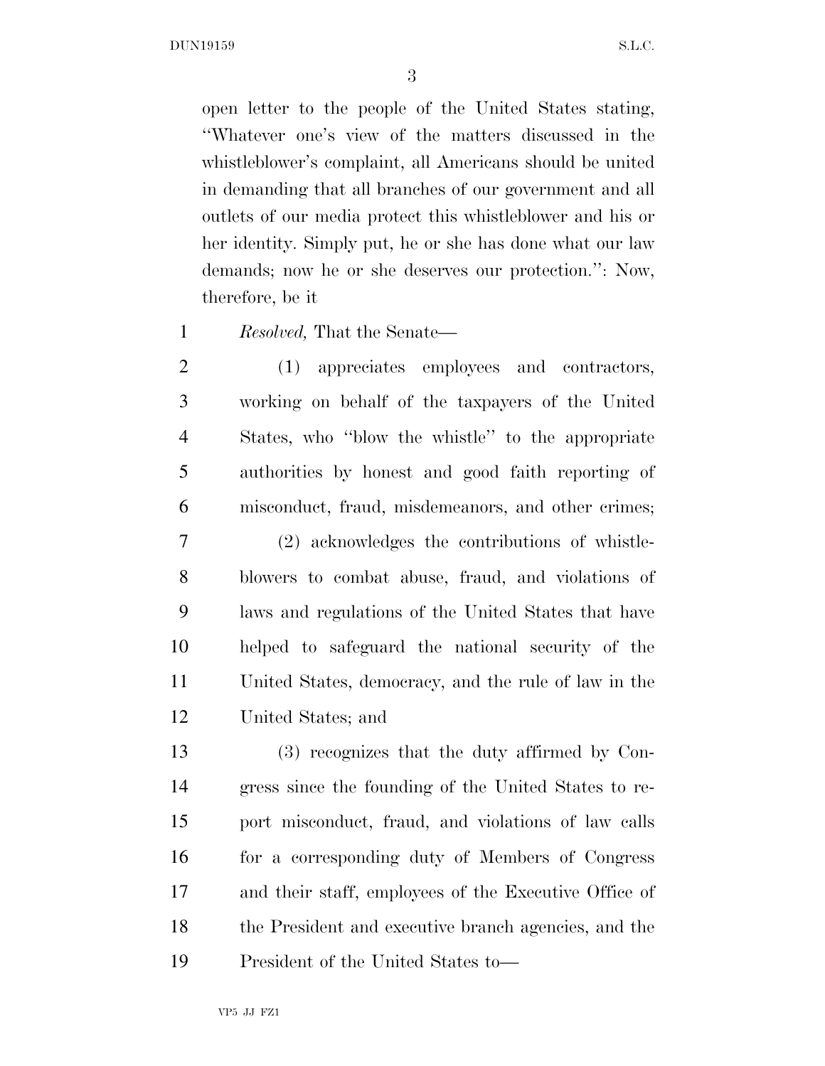open letter to the people of the United States stating, ''Whatever one's view of the matters discussed in the whistleblower's complaint, all Americans should be united in demanding that all branches of our government and all outlets of our media protect this whistleblower and his or her identity. Simply put, he or she has done what our law demands; now he or she deserves our protection.'': Now, therefore, be it

*Resolved,* That the Senate—

(1) appreciates employees and contractors, working on behalf of the taxpayers of the United States, who ''blow the whistle'' to the appropriate authorities by honest and good faith reporting of misconduct, fraud, misdemeanors, and other crimes;

(2) acknowledges the contributions of whistleblowers to combat abuse, fraud, and violations of laws and regulations of the United States that have helped to safeguard the national security of the United States, democracy, and the rule of law in the United States; and

(3) recognizes that the duty affirmed by Congress since the founding of the United States to report misconduct, fraud, and violations of law calls for a corresponding duty of Members of Congress and their staff, employees of the Executive Office of the President and executive branch agencies, and the President of the United States to—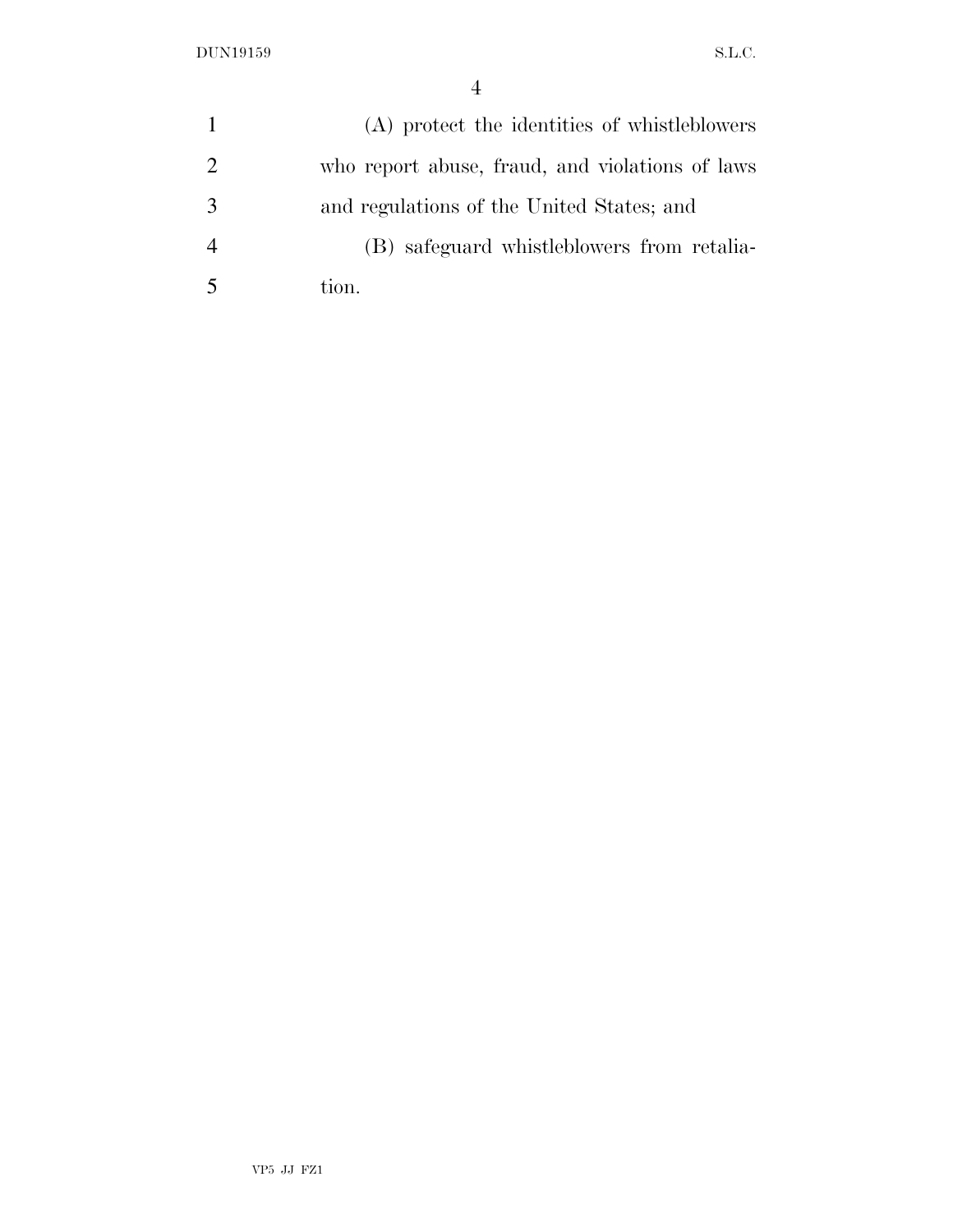(A) protect the identities of whistleblowers who report abuse, fraud, and violations of laws and regulations of the United States; and

(B) safeguard whistleblowers from retaliation.